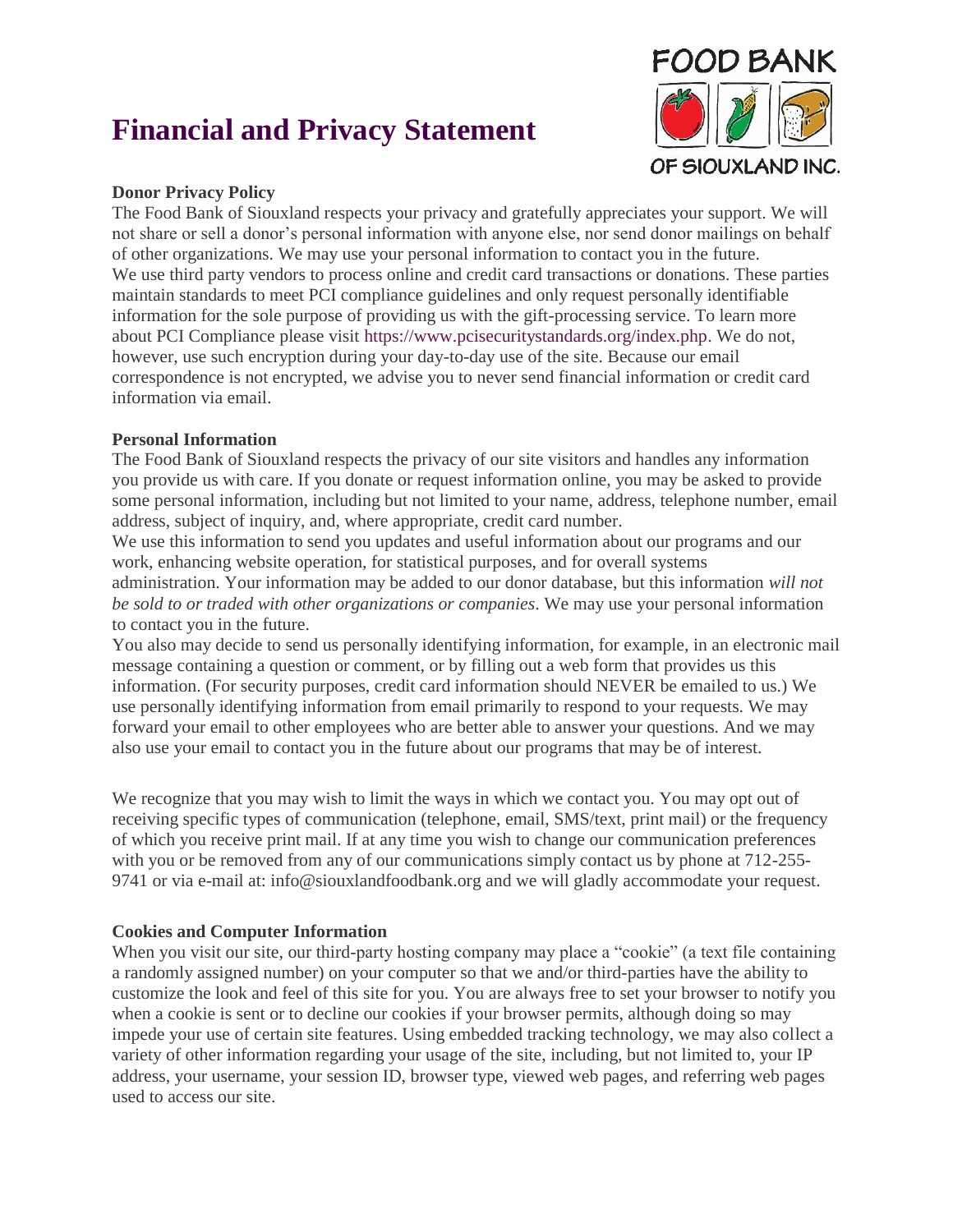# Financial and Privacy Statement

FOOD BANK OF SIOUXLAND INC.

**Donor Privacy Policy**

The Food Bank of Siouxland respects your privacy and gratefully appreciates your support. We will not share or sell a donor's personal information with anyone else, nor send donor mailings on behalf of other organizations. We may use your personal information to contact you in the future.
We use third party vendors to process online and credit card transactions or donations. These parties maintain standards to meet PCI compliance guidelines and only request personally identifiable information for the sole purpose of providing us with the gift-processing service. To learn more about PCI Compliance please visit https://www.pcisecuritystandards.org/index.php. We do not, however, use such encryption during your day-to-day use of the site. Because our email correspondence is not encrypted, we advise you to never send financial information or credit card information via email.

**Personal Information**

The Food Bank of Siouxland respects the privacy of our site visitors and handles any information you provide us with care. If you donate or request information online, you may be asked to provide some personal information, including but not limited to your name, address, telephone number, email address, subject of inquiry, and, where appropriate, credit card number.
We use this information to send you updates and useful information about our programs and our work, enhancing website operation, for statistical purposes, and for overall systems administration. Your information may be added to our donor database, but this information *will not be sold to or traded with other organizations or companies*. We may use your personal information to contact you in the future.
You also may decide to send us personally identifying information, for example, in an electronic mail message containing a question or comment, or by filling out a web form that provides us this information. (For security purposes, credit card information should NEVER be emailed to us.) We use personally identifying information from email primarily to respond to your requests. We may forward your email to other employees who are better able to answer your questions. And we may also use your email to contact you in the future about our programs that may be of interest.

We recognize that you may wish to limit the ways in which we contact you. You may opt out of receiving specific types of communication (telephone, email, SMS/text, print mail) or the frequency of which you receive print mail. If at any time you wish to change our communication preferences with you or be removed from any of our communications simply contact us by phone at 712-255-9741 or via e-mail at: info@siouxlandfoodbank.org and we will gladly accommodate your request.

**Cookies and Computer Information**

When you visit our site, our third-party hosting company may place a "cookie" (a text file containing a randomly assigned number) on your computer so that we and/or third-parties have the ability to customize the look and feel of this site for you. You are always free to set your browser to notify you when a cookie is sent or to decline our cookies if your browser permits, although doing so may impede your use of certain site features. Using embedded tracking technology, we may also collect a variety of other information regarding your usage of the site, including, but not limited to, your IP address, your username, your session ID, browser type, viewed web pages, and referring web pages used to access our site.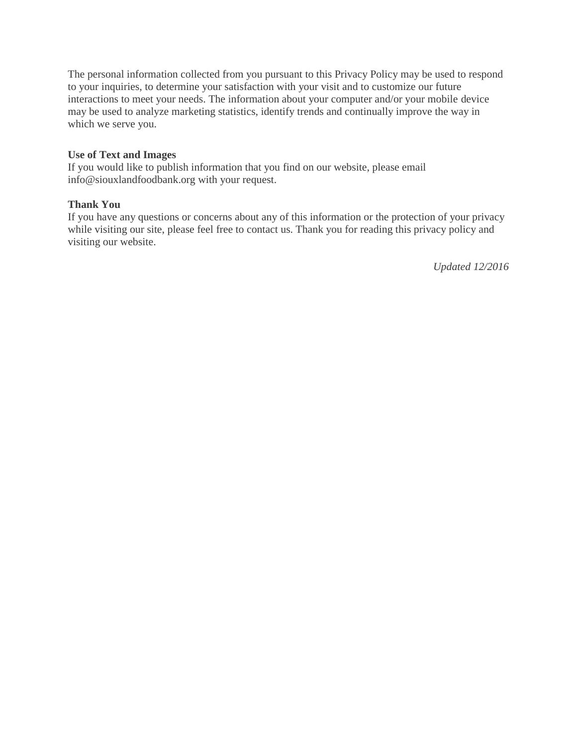The personal information collected from you pursuant to this Privacy Policy may be used to respond to your inquiries, to determine your satisfaction with your visit and to customize our future interactions to meet your needs. The information about your computer and/or your mobile device may be used to analyze marketing statistics, identify trends and continually improve the way in which we serve you.

**Use of Text and Images**

If you would like to publish information that you find on our website, please email info@siouxlandfoodbank.org with your request.

**Thank You**

If you have any questions or concerns about any of this information or the protection of your privacy while visiting our site, please feel free to contact us. Thank you for reading this privacy policy and visiting our website.

*Updated 12/2016*